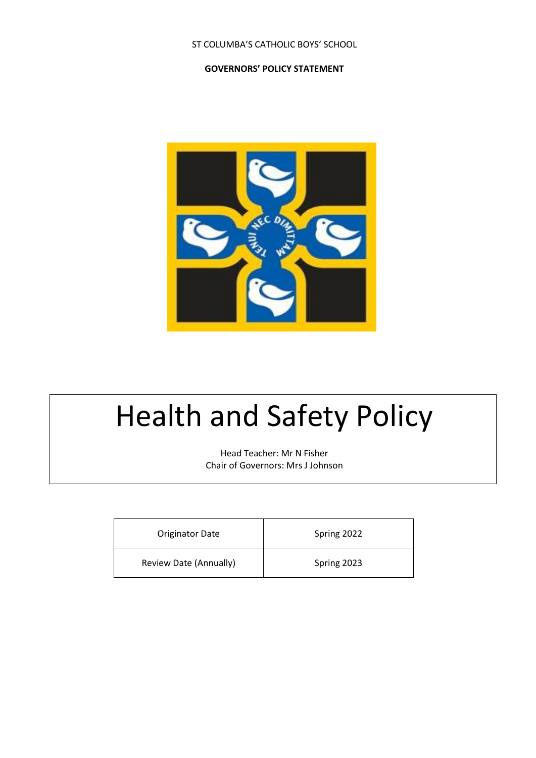ST COLUMBA'S CATHOLIC BOYS' SCHOOL

**GOVERNORS' POLICY STATEMENT**

# Health and Safety Policy

Head Teacher: Mr N Fisher
Chair of Governors: Mrs J Johnson

| Originator Date | Spring 2022 |
|---|---|
| Review Date (Annually) | Spring 2023 |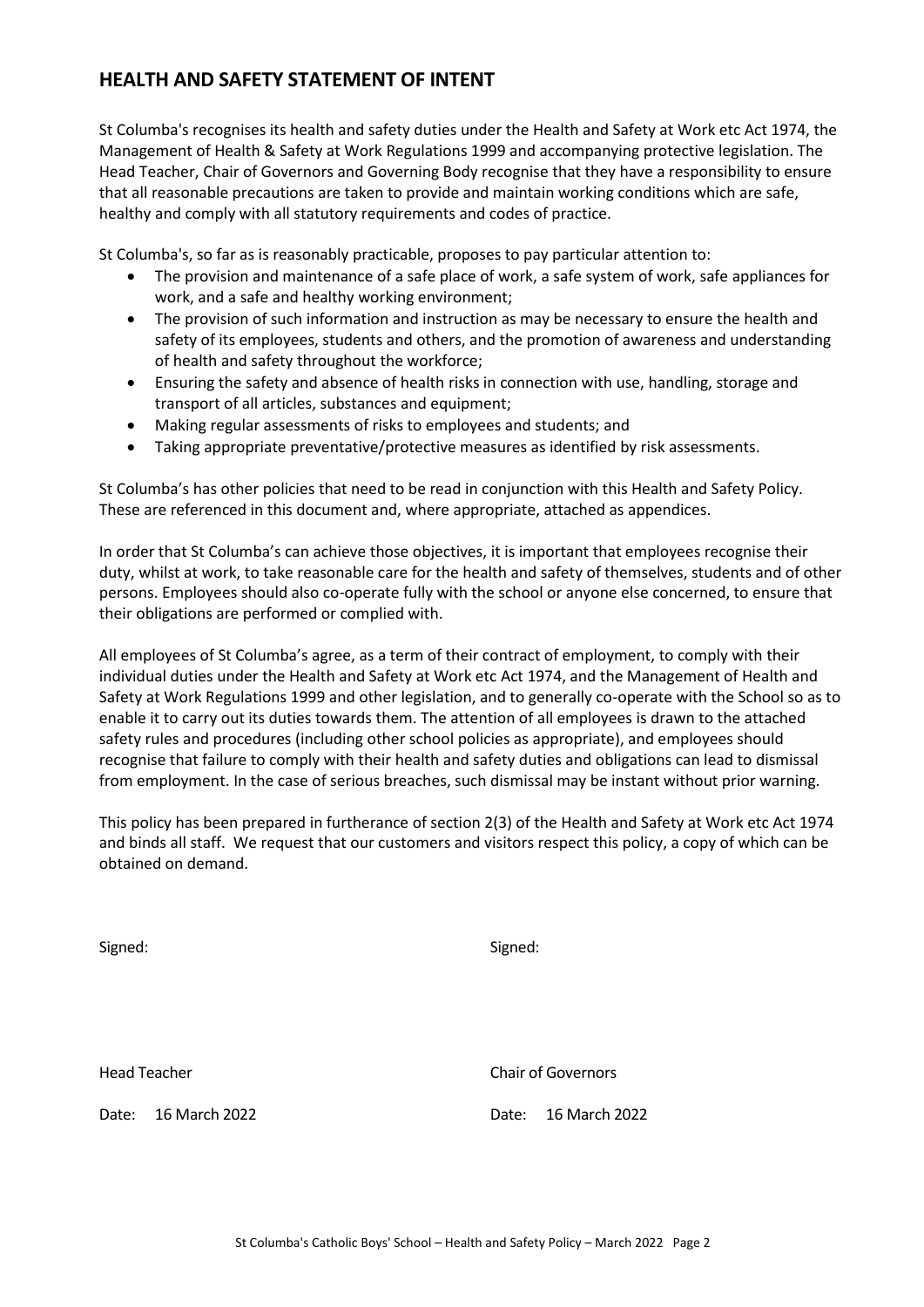## HEALTH AND SAFETY STATEMENT OF INTENT

St Columba's recognises its health and safety duties under the Health and Safety at Work etc Act 1974, the Management of Health & Safety at Work Regulations 1999 and accompanying protective legislation. The Head Teacher, Chair of Governors and Governing Body recognise that they have a responsibility to ensure that all reasonable precautions are taken to provide and maintain working conditions which are safe, healthy and comply with all statutory requirements and codes of practice.

St Columba's, so far as is reasonably practicable, proposes to pay particular attention to:

- The provision and maintenance of a safe place of work, a safe system of work, safe appliances for work, and a safe and healthy working environment;
- The provision of such information and instruction as may be necessary to ensure the health and safety of its employees, students and others, and the promotion of awareness and understanding of health and safety throughout the workforce;
- Ensuring the safety and absence of health risks in connection with use, handling, storage and transport of all articles, substances and equipment;
- Making regular assessments of risks to employees and students; and
- Taking appropriate preventative/protective measures as identified by risk assessments.

St Columba's has other policies that need to be read in conjunction with this Health and Safety Policy. These are referenced in this document and, where appropriate, attached as appendices.

In order that St Columba's can achieve those objectives, it is important that employees recognise their duty, whilst at work, to take reasonable care for the health and safety of themselves, students and of other persons. Employees should also co-operate fully with the school or anyone else concerned, to ensure that their obligations are performed or complied with.

All employees of St Columba's agree, as a term of their contract of employment, to comply with their individual duties under the Health and Safety at Work etc Act 1974, and the Management of Health and Safety at Work Regulations 1999 and other legislation, and to generally co-operate with the School so as to enable it to carry out its duties towards them. The attention of all employees is drawn to the attached safety rules and procedures (including other school policies as appropriate), and employees should recognise that failure to comply with their health and safety duties and obligations can lead to dismissal from employment. In the case of serious breaches, such dismissal may be instant without prior warning.

This policy has been prepared in furtherance of section 2(3) of the Health and Safety at Work etc Act 1974 and binds all staff. We request that our customers and visitors respect this policy, a copy of which can be obtained on demand.

Signed:

Head Teacher

Date: 16 March 2022

Signed:

Chair of Governors

Date: 16 March 2022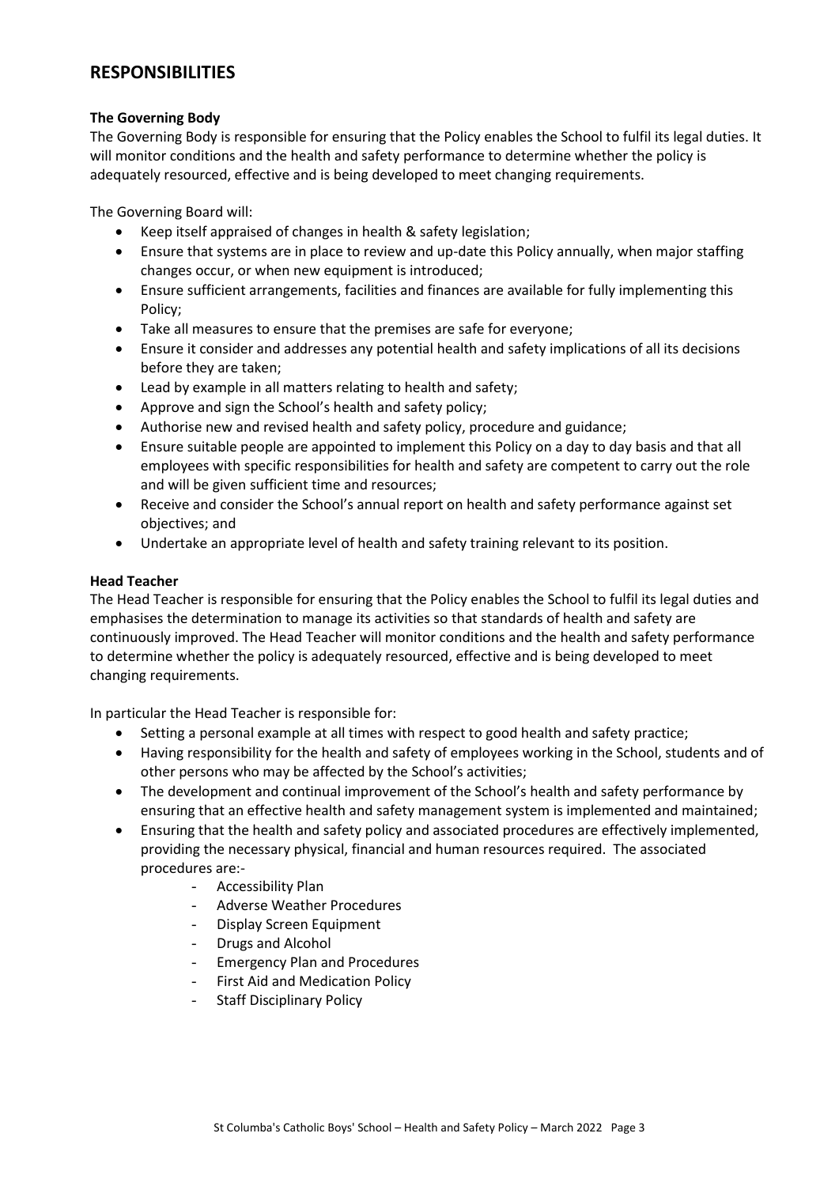## RESPONSIBILITIES

**The Governing Body**

The Governing Body is responsible for ensuring that the Policy enables the School to fulfil its legal duties. It will monitor conditions and the health and safety performance to determine whether the policy is adequately resourced, effective and is being developed to meet changing requirements.

The Governing Board will:

- Keep itself appraised of changes in health & safety legislation;
- Ensure that systems are in place to review and up-date this Policy annually, when major staffing changes occur, or when new equipment is introduced;
- Ensure sufficient arrangements, facilities and finances are available for fully implementing this Policy;
- Take all measures to ensure that the premises are safe for everyone;
- Ensure it consider and addresses any potential health and safety implications of all its decisions before they are taken;
- Lead by example in all matters relating to health and safety;
- Approve and sign the School's health and safety policy;
- Authorise new and revised health and safety policy, procedure and guidance;
- Ensure suitable people are appointed to implement this Policy on a day to day basis and that all employees with specific responsibilities for health and safety are competent to carry out the role and will be given sufficient time and resources;
- Receive and consider the School's annual report on health and safety performance against set objectives; and
- Undertake an appropriate level of health and safety training relevant to its position.

**Head Teacher**

The Head Teacher is responsible for ensuring that the Policy enables the School to fulfil its legal duties and emphasises the determination to manage its activities so that standards of health and safety are continuously improved. The Head Teacher will monitor conditions and the health and safety performance to determine whether the policy is adequately resourced, effective and is being developed to meet changing requirements.

In particular the Head Teacher is responsible for:

- Setting a personal example at all times with respect to good health and safety practice;
- Having responsibility for the health and safety of employees working in the School, students and of other persons who may be affected by the School's activities;
- The development and continual improvement of the School's health and safety performance by ensuring that an effective health and safety management system is implemented and maintained;
- Ensuring that the health and safety policy and associated procedures are effectively implemented, providing the necessary physical, financial and human resources required. The associated procedures are:-
    - Accessibility Plan
    - Adverse Weather Procedures
    - Display Screen Equipment
    - Drugs and Alcohol
    - Emergency Plan and Procedures
    - First Aid and Medication Policy
    - Staff Disciplinary Policy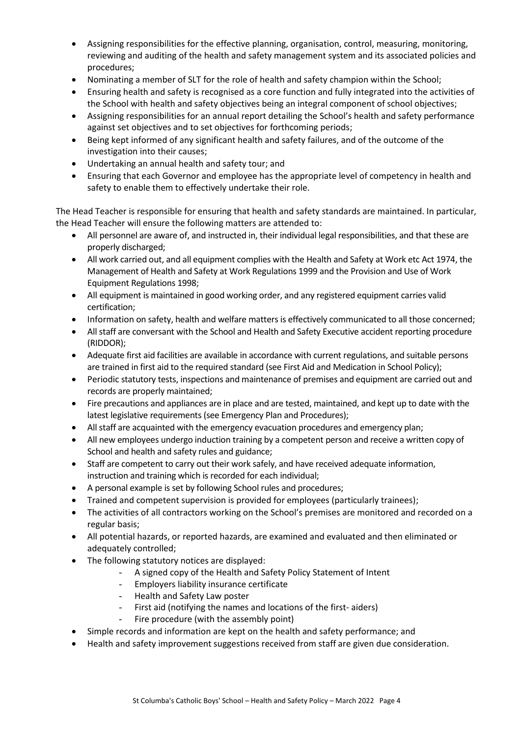- Assigning responsibilities for the effective planning, organisation, control, measuring, monitoring, reviewing and auditing of the health and safety management system and its associated policies and procedures;
- Nominating a member of SLT for the role of health and safety champion within the School;
- Ensuring health and safety is recognised as a core function and fully integrated into the activities of the School with health and safety objectives being an integral component of school objectives;
- Assigning responsibilities for an annual report detailing the School's health and safety performance against set objectives and to set objectives for forthcoming periods;
- Being kept informed of any significant health and safety failures, and of the outcome of the investigation into their causes;
- Undertaking an annual health and safety tour; and
- Ensuring that each Governor and employee has the appropriate level of competency in health and safety to enable them to effectively undertake their role.

The Head Teacher is responsible for ensuring that health and safety standards are maintained. In particular, the Head Teacher will ensure the following matters are attended to:

- All personnel are aware of, and instructed in, their individual legal responsibilities, and that these are properly discharged;
- All work carried out, and all equipment complies with the Health and Safety at Work etc Act 1974, the Management of Health and Safety at Work Regulations 1999 and the Provision and Use of Work Equipment Regulations 1998;
- All equipment is maintained in good working order, and any registered equipment carries valid certification;
- Information on safety, health and welfare matters is effectively communicated to all those concerned;
- All staff are conversant with the School and Health and Safety Executive accident reporting procedure (RIDDOR);
- Adequate first aid facilities are available in accordance with current regulations, and suitable persons are trained in first aid to the required standard (see First Aid and Medication in School Policy);
- Periodic statutory tests, inspections and maintenance of premises and equipment are carried out and records are properly maintained;
- Fire precautions and appliances are in place and are tested, maintained, and kept up to date with the latest legislative requirements (see Emergency Plan and Procedures);
- All staff are acquainted with the emergency evacuation procedures and emergency plan;
- All new employees undergo induction training by a competent person and receive a written copy of School and health and safety rules and guidance;
- Staff are competent to carry out their work safely, and have received adequate information, instruction and training which is recorded for each individual;
- A personal example is set by following School rules and procedures;
- Trained and competent supervision is provided for employees (particularly trainees);
- The activities of all contractors working on the School's premises are monitored and recorded on a regular basis;
- All potential hazards, or reported hazards, are examined and evaluated and then eliminated or adequately controlled;
- The following statutory notices are displayed:
  - A signed copy of the Health and Safety Policy Statement of Intent
  - Employers liability insurance certificate
  - Health and Safety Law poster
  - First aid (notifying the names and locations of the first- aiders)
  - Fire procedure (with the assembly point)
- Simple records and information are kept on the health and safety performance; and
- Health and safety improvement suggestions received from staff are given due consideration.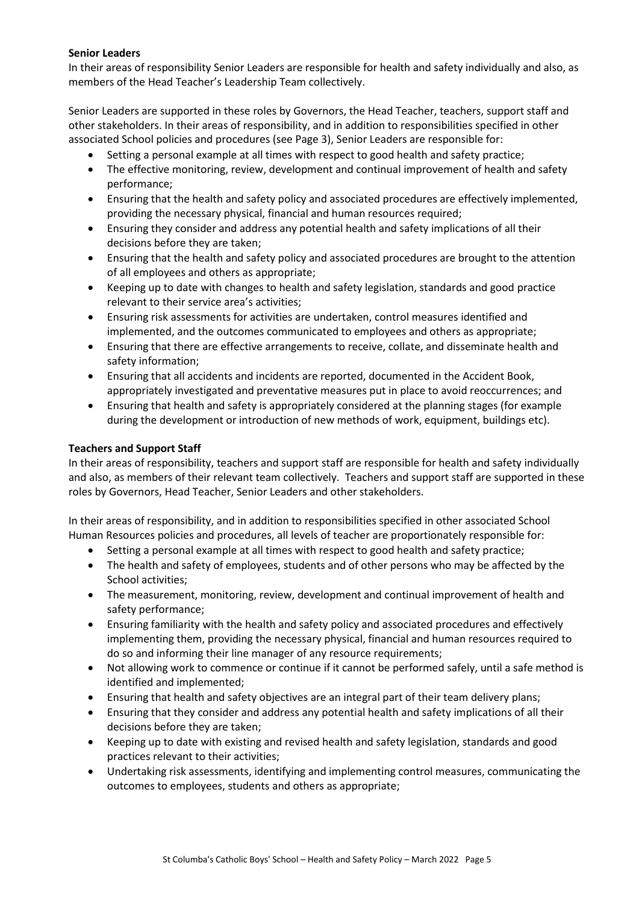**Senior Leaders**

In their areas of responsibility Senior Leaders are responsible for health and safety individually and also, as members of the Head Teacher's Leadership Team collectively.

Senior Leaders are supported in these roles by Governors, the Head Teacher, teachers, support staff and other stakeholders. In their areas of responsibility, and in addition to responsibilities specified in other associated School policies and procedures (see Page 3), Senior Leaders are responsible for:

- Setting a personal example at all times with respect to good health and safety practice;
- The effective monitoring, review, development and continual improvement of health and safety performance;
- Ensuring that the health and safety policy and associated procedures are effectively implemented, providing the necessary physical, financial and human resources required;
- Ensuring they consider and address any potential health and safety implications of all their decisions before they are taken;
- Ensuring that the health and safety policy and associated procedures are brought to the attention of all employees and others as appropriate;
- Keeping up to date with changes to health and safety legislation, standards and good practice relevant to their service area's activities;
- Ensuring risk assessments for activities are undertaken, control measures identified and implemented, and the outcomes communicated to employees and others as appropriate;
- Ensuring that there are effective arrangements to receive, collate, and disseminate health and safety information;
- Ensuring that all accidents and incidents are reported, documented in the Accident Book, appropriately investigated and preventative measures put in place to avoid reoccurrences; and
- Ensuring that health and safety is appropriately considered at the planning stages (for example during the development or introduction of new methods of work, equipment, buildings etc).

**Teachers and Support Staff**

In their areas of responsibility, teachers and support staff are responsible for health and safety individually and also, as members of their relevant team collectively. Teachers and support staff are supported in these roles by Governors, Head Teacher, Senior Leaders and other stakeholders.

In their areas of responsibility, and in addition to responsibilities specified in other associated School Human Resources policies and procedures, all levels of teacher are proportionately responsible for:

- Setting a personal example at all times with respect to good health and safety practice;
- The health and safety of employees, students and of other persons who may be affected by the School activities;
- The measurement, monitoring, review, development and continual improvement of health and safety performance;
- Ensuring familiarity with the health and safety policy and associated procedures and effectively implementing them, providing the necessary physical, financial and human resources required to do so and informing their line manager of any resource requirements;
- Not allowing work to commence or continue if it cannot be performed safely, until a safe method is identified and implemented;
- Ensuring that health and safety objectives are an integral part of their team delivery plans;
- Ensuring that they consider and address any potential health and safety implications of all their decisions before they are taken;
- Keeping up to date with existing and revised health and safety legislation, standards and good practices relevant to their activities;
- Undertaking risk assessments, identifying and implementing control measures, communicating the outcomes to employees, students and others as appropriate;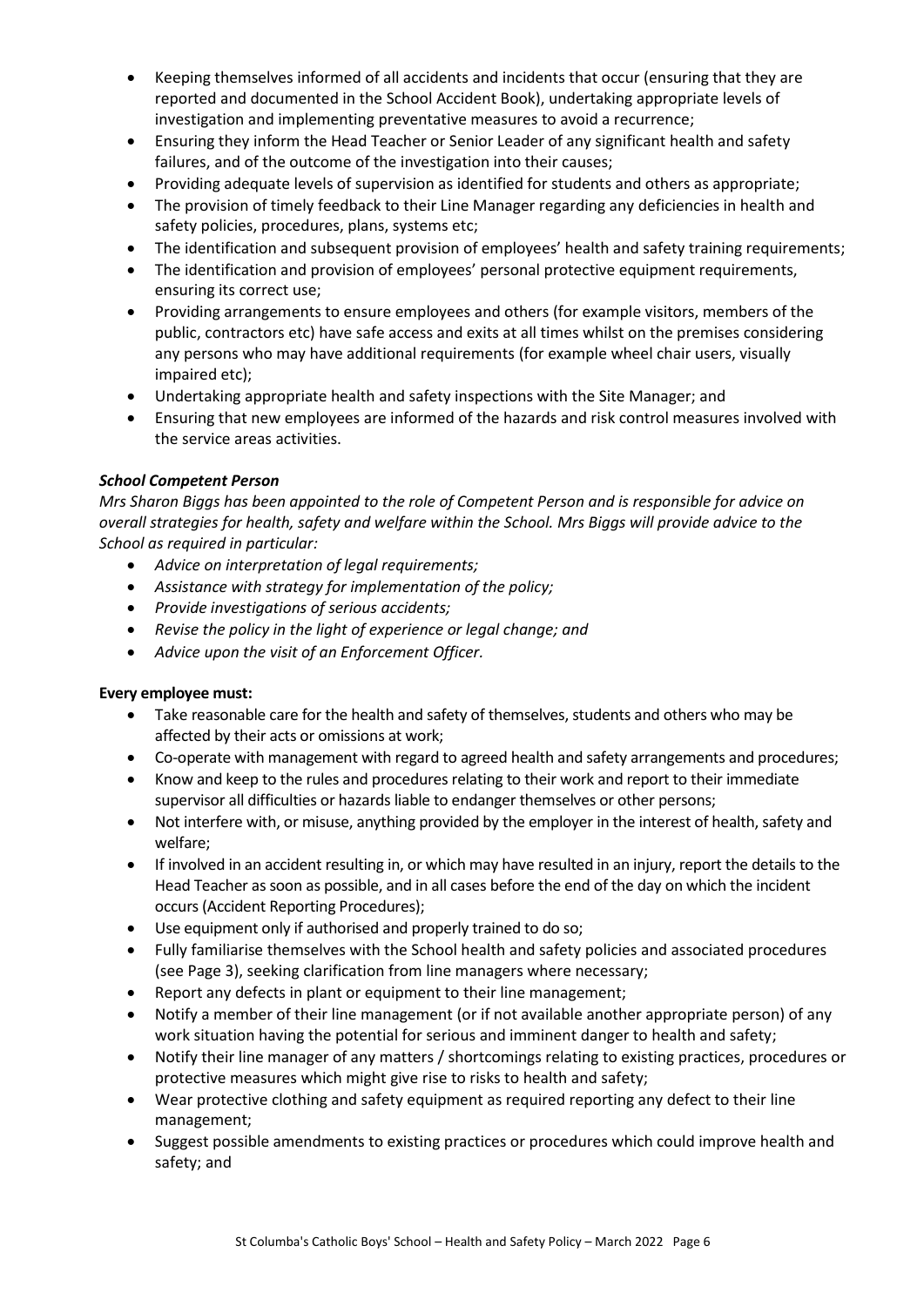- Keeping themselves informed of all accidents and incidents that occur (ensuring that they are reported and documented in the School Accident Book), undertaking appropriate levels of investigation and implementing preventative measures to avoid a recurrence;
- Ensuring they inform the Head Teacher or Senior Leader of any significant health and safety failures, and of the outcome of the investigation into their causes;
- Providing adequate levels of supervision as identified for students and others as appropriate;
- The provision of timely feedback to their Line Manager regarding any deficiencies in health and safety policies, procedures, plans, systems etc;
- The identification and subsequent provision of employees' health and safety training requirements;
- The identification and provision of employees' personal protective equipment requirements, ensuring its correct use;
- Providing arrangements to ensure employees and others (for example visitors, members of the public, contractors etc) have safe access and exits at all times whilst on the premises considering any persons who may have additional requirements (for example wheel chair users, visually impaired etc);
- Undertaking appropriate health and safety inspections with the Site Manager; and
- Ensuring that new employees are informed of the hazards and risk control measures involved with the service areas activities.

***School Competent Person***

*Mrs Sharon Biggs has been appointed to the role of Competent Person and is responsible for advice on overall strategies for health, safety and welfare within the School. Mrs Biggs will provide advice to the School as required in particular:*

- *Advice on interpretation of legal requirements;*
- *Assistance with strategy for implementation of the policy;*
- *Provide investigations of serious accidents;*
- *Revise the policy in the light of experience or legal change; and*
- *Advice upon the visit of an Enforcement Officer.*

**Every employee must:**

- Take reasonable care for the health and safety of themselves, students and others who may be affected by their acts or omissions at work;
- Co-operate with management with regard to agreed health and safety arrangements and procedures;
- Know and keep to the rules and procedures relating to their work and report to their immediate supervisor all difficulties or hazards liable to endanger themselves or other persons;
- Not interfere with, or misuse, anything provided by the employer in the interest of health, safety and welfare;
- If involved in an accident resulting in, or which may have resulted in an injury, report the details to the Head Teacher as soon as possible, and in all cases before the end of the day on which the incident occurs (Accident Reporting Procedures);
- Use equipment only if authorised and properly trained to do so;
- Fully familiarise themselves with the School health and safety policies and associated procedures (see Page 3), seeking clarification from line managers where necessary;
- Report any defects in plant or equipment to their line management;
- Notify a member of their line management (or if not available another appropriate person) of any work situation having the potential for serious and imminent danger to health and safety;
- Notify their line manager of any matters / shortcomings relating to existing practices, procedures or protective measures which might give rise to risks to health and safety;
- Wear protective clothing and safety equipment as required reporting any defect to their line management;
- Suggest possible amendments to existing practices or procedures which could improve health and safety; and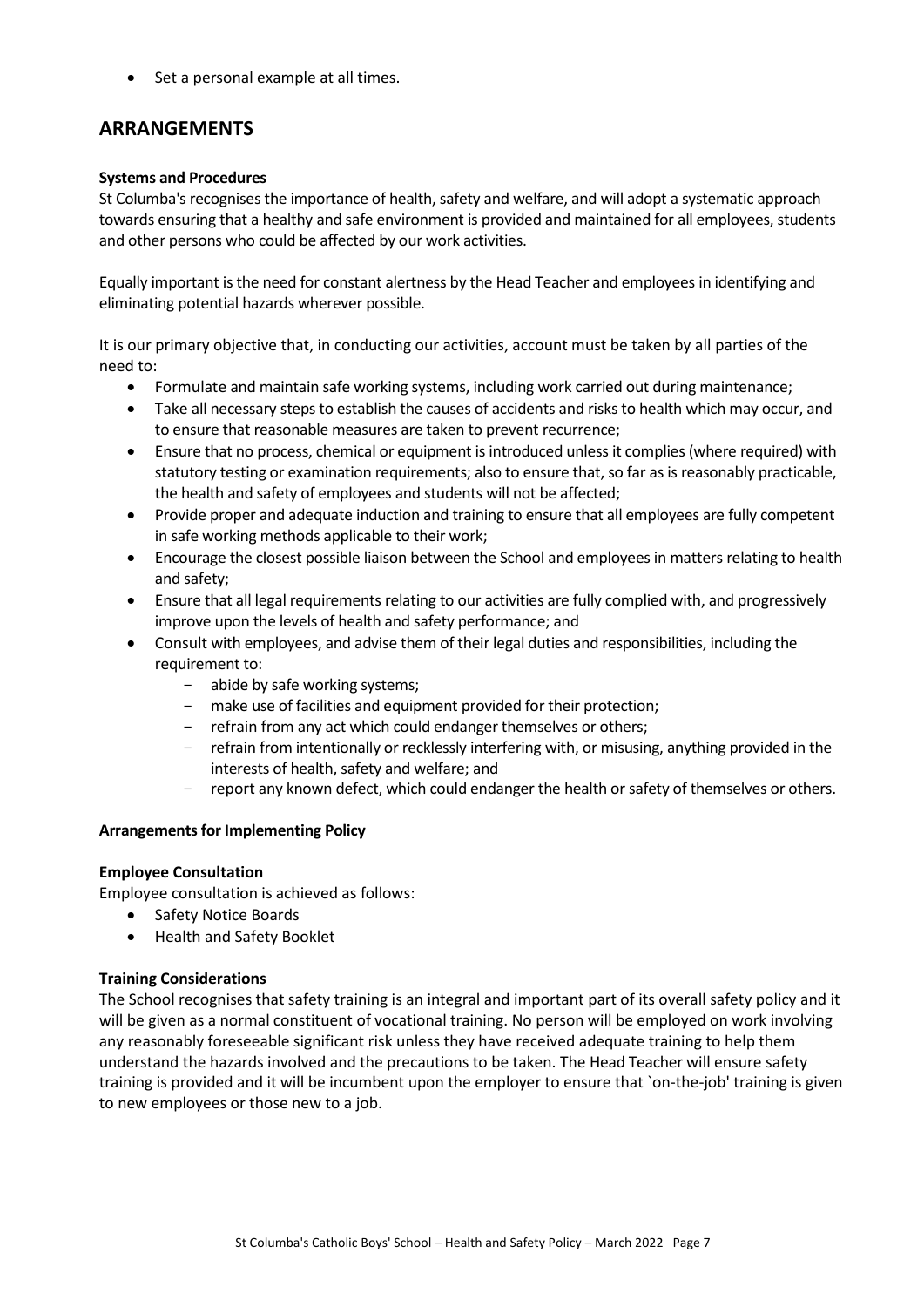- Set a personal example at all times.

## ARRANGEMENTS

**Systems and Procedures**

St Columba's recognises the importance of health, safety and welfare, and will adopt a systematic approach towards ensuring that a healthy and safe environment is provided and maintained for all employees, students and other persons who could be affected by our work activities.

Equally important is the need for constant alertness by the Head Teacher and employees in identifying and eliminating potential hazards wherever possible.

It is our primary objective that, in conducting our activities, account must be taken by all parties of the need to:

- Formulate and maintain safe working systems, including work carried out during maintenance;
- Take all necessary steps to establish the causes of accidents and risks to health which may occur, and to ensure that reasonable measures are taken to prevent recurrence;
- Ensure that no process, chemical or equipment is introduced unless it complies (where required) with statutory testing or examination requirements; also to ensure that, so far as is reasonably practicable, the health and safety of employees and students will not be affected;
- Provide proper and adequate induction and training to ensure that all employees are fully competent in safe working methods applicable to their work;
- Encourage the closest possible liaison between the School and employees in matters relating to health and safety;
- Ensure that all legal requirements relating to our activities are fully complied with, and progressively improve upon the levels of health and safety performance; and
- Consult with employees, and advise them of their legal duties and responsibilities, including the requirement to:
  - abide by safe working systems;
  - make use of facilities and equipment provided for their protection;
  - refrain from any act which could endanger themselves or others;
  - refrain from intentionally or recklessly interfering with, or misusing, anything provided in the interests of health, safety and welfare; and
  - report any known defect, which could endanger the health or safety of themselves or others.

**Arrangements for Implementing Policy**

**Employee Consultation**

Employee consultation is achieved as follows:

- Safety Notice Boards
- Health and Safety Booklet

**Training Considerations**

The School recognises that safety training is an integral and important part of its overall safety policy and it will be given as a normal constituent of vocational training. No person will be employed on work involving any reasonably foreseeable significant risk unless they have received adequate training to help them understand the hazards involved and the precautions to be taken. The Head Teacher will ensure safety training is provided and it will be incumbent upon the employer to ensure that `on-the-job' training is given to new employees or those new to a job.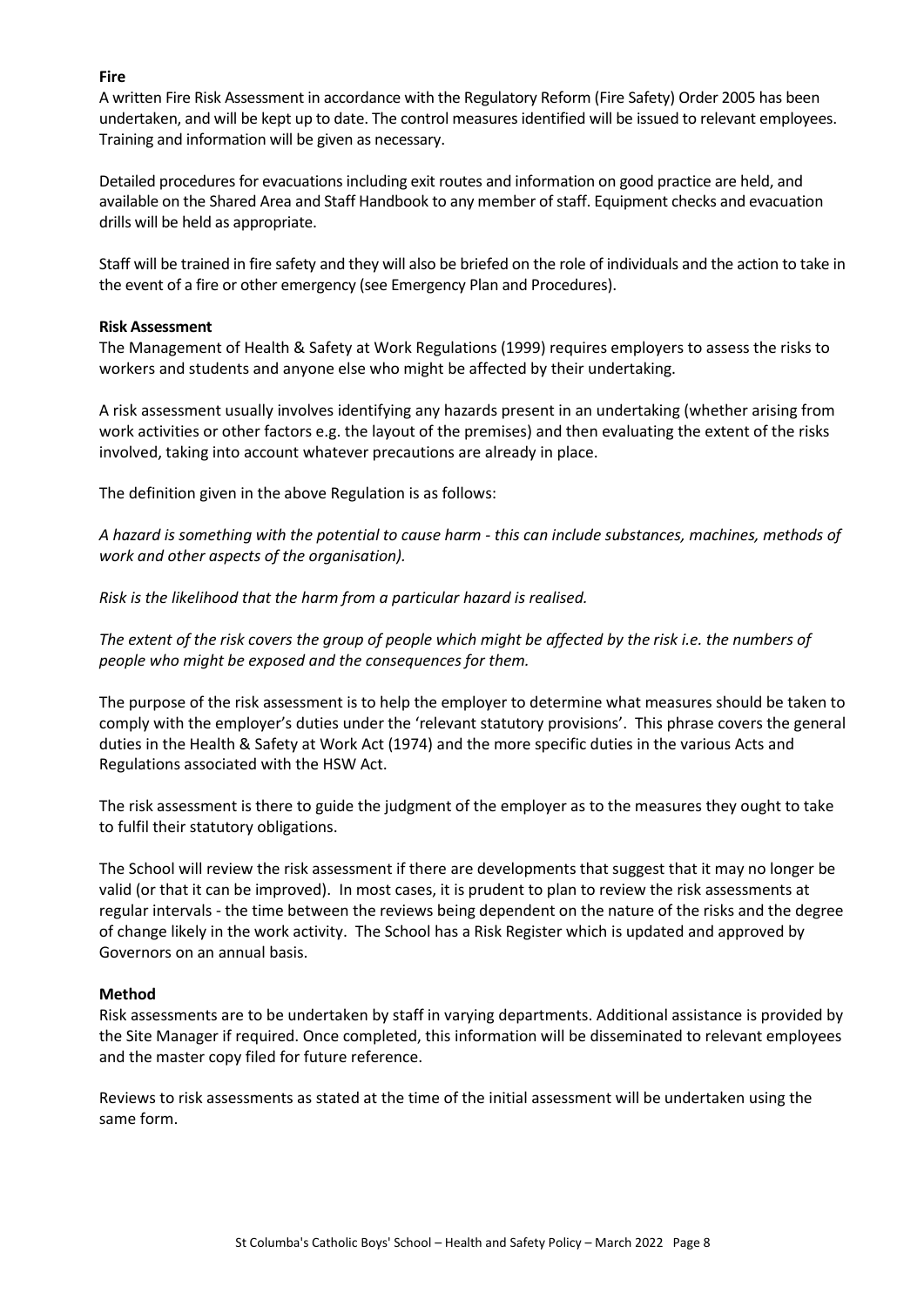**Fire**

A written Fire Risk Assessment in accordance with the Regulatory Reform (Fire Safety) Order 2005 has been undertaken, and will be kept up to date. The control measures identified will be issued to relevant employees. Training and information will be given as necessary.

Detailed procedures for evacuations including exit routes and information on good practice are held, and available on the Shared Area and Staff Handbook to any member of staff. Equipment checks and evacuation drills will be held as appropriate.

Staff will be trained in fire safety and they will also be briefed on the role of individuals and the action to take in the event of a fire or other emergency (see Emergency Plan and Procedures).

**Risk Assessment**

The Management of Health & Safety at Work Regulations (1999) requires employers to assess the risks to workers and students and anyone else who might be affected by their undertaking.

A risk assessment usually involves identifying any hazards present in an undertaking (whether arising from work activities or other factors e.g. the layout of the premises) and then evaluating the extent of the risks involved, taking into account whatever precautions are already in place.

The definition given in the above Regulation is as follows:

*A hazard is something with the potential to cause harm - this can include substances, machines, methods of work and other aspects of the organisation).*

*Risk is the likelihood that the harm from a particular hazard is realised.*

*The extent of the risk covers the group of people which might be affected by the risk i.e. the numbers of people who might be exposed and the consequences for them.*

The purpose of the risk assessment is to help the employer to determine what measures should be taken to comply with the employer's duties under the 'relevant statutory provisions'. This phrase covers the general duties in the Health & Safety at Work Act (1974) and the more specific duties in the various Acts and Regulations associated with the HSW Act.

The risk assessment is there to guide the judgment of the employer as to the measures they ought to take to fulfil their statutory obligations.

The School will review the risk assessment if there are developments that suggest that it may no longer be valid (or that it can be improved). In most cases, it is prudent to plan to review the risk assessments at regular intervals - the time between the reviews being dependent on the nature of the risks and the degree of change likely in the work activity. The School has a Risk Register which is updated and approved by Governors on an annual basis.

**Method**

Risk assessments are to be undertaken by staff in varying departments. Additional assistance is provided by the Site Manager if required. Once completed, this information will be disseminated to relevant employees and the master copy filed for future reference.

Reviews to risk assessments as stated at the time of the initial assessment will be undertaken using the same form.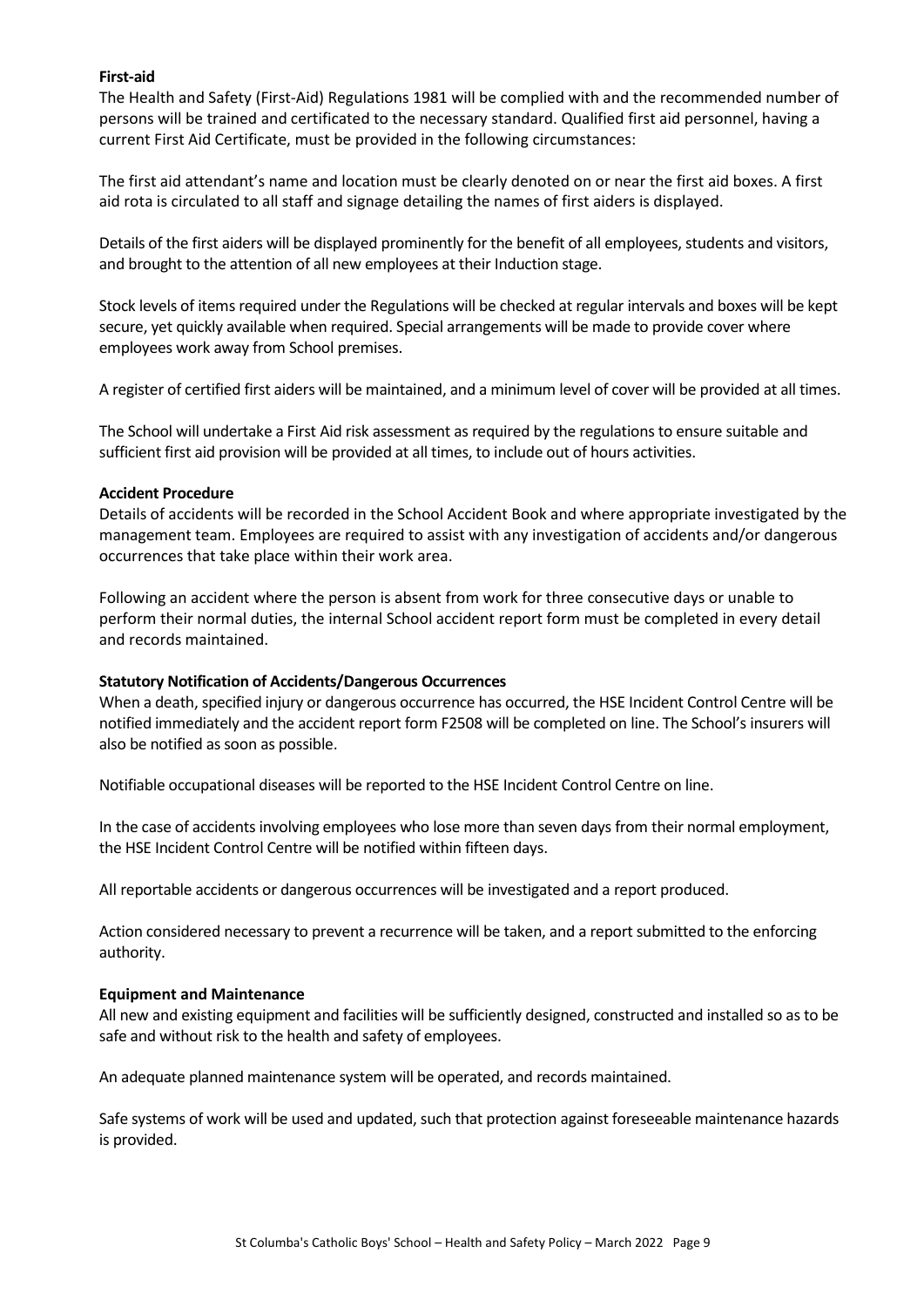**First-aid**

The Health and Safety (First-Aid) Regulations 1981 will be complied with and the recommended number of persons will be trained and certificated to the necessary standard. Qualified first aid personnel, having a current First Aid Certificate, must be provided in the following circumstances:

The first aid attendant's name and location must be clearly denoted on or near the first aid boxes. A first aid rota is circulated to all staff and signage detailing the names of first aiders is displayed.

Details of the first aiders will be displayed prominently for the benefit of all employees, students and visitors, and brought to the attention of all new employees at their Induction stage.

Stock levels of items required under the Regulations will be checked at regular intervals and boxes will be kept secure, yet quickly available when required. Special arrangements will be made to provide cover where employees work away from School premises.

A register of certified first aiders will be maintained, and a minimum level of cover will be provided at all times.

The School will undertake a First Aid risk assessment as required by the regulations to ensure suitable and sufficient first aid provision will be provided at all times, to include out of hours activities.

**Accident Procedure**

Details of accidents will be recorded in the School Accident Book and where appropriate investigated by the management team. Employees are required to assist with any investigation of accidents and/or dangerous occurrences that take place within their work area.

Following an accident where the person is absent from work for three consecutive days or unable to perform their normal duties, the internal School accident report form must be completed in every detail and records maintained.

**Statutory Notification of Accidents/Dangerous Occurrences**

When a death, specified injury or dangerous occurrence has occurred, the HSE Incident Control Centre will be notified immediately and the accident report form F2508 will be completed on line. The School's insurers will also be notified as soon as possible.

Notifiable occupational diseases will be reported to the HSE Incident Control Centre on line.

In the case of accidents involving employees who lose more than seven days from their normal employment, the HSE Incident Control Centre will be notified within fifteen days.

All reportable accidents or dangerous occurrences will be investigated and a report produced.

Action considered necessary to prevent a recurrence will be taken, and a report submitted to the enforcing authority.

**Equipment and Maintenance**

All new and existing equipment and facilities will be sufficiently designed, constructed and installed so as to be safe and without risk to the health and safety of employees.

An adequate planned maintenance system will be operated, and records maintained.

Safe systems of work will be used and updated, such that protection against foreseeable maintenance hazards is provided.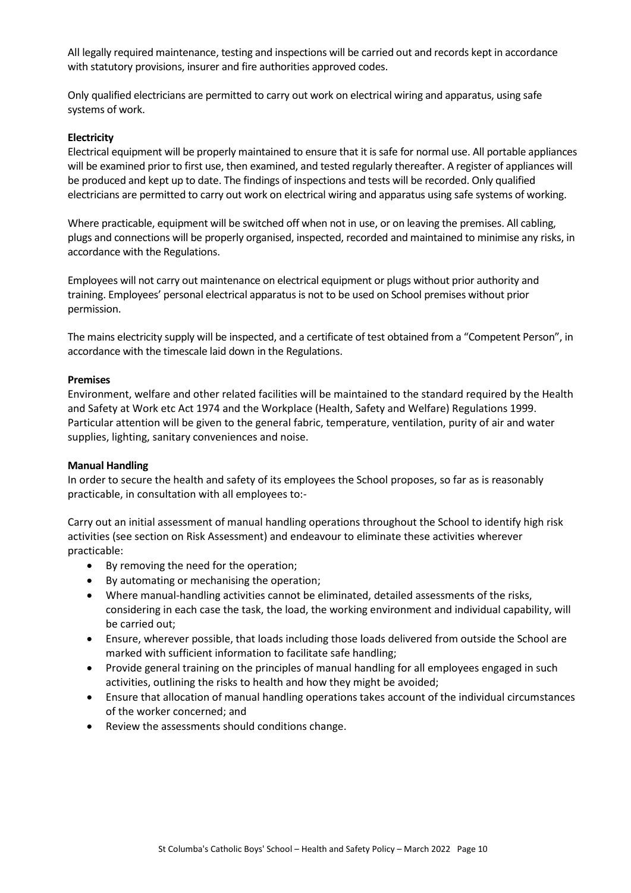All legally required maintenance, testing and inspections will be carried out and records kept in accordance with statutory provisions, insurer and fire authorities approved codes.

Only qualified electricians are permitted to carry out work on electrical wiring and apparatus, using safe systems of work.

**Electricity**

Electrical equipment will be properly maintained to ensure that it is safe for normal use. All portable appliances will be examined prior to first use, then examined, and tested regularly thereafter. A register of appliances will be produced and kept up to date. The findings of inspections and tests will be recorded. Only qualified electricians are permitted to carry out work on electrical wiring and apparatus using safe systems of working.

Where practicable, equipment will be switched off when not in use, or on leaving the premises. All cabling, plugs and connections will be properly organised, inspected, recorded and maintained to minimise any risks, in accordance with the Regulations.

Employees will not carry out maintenance on electrical equipment or plugs without prior authority and training. Employees' personal electrical apparatus is not to be used on School premises without prior permission.

The mains electricity supply will be inspected, and a certificate of test obtained from a "Competent Person", in accordance with the timescale laid down in the Regulations.

**Premises**

Environment, welfare and other related facilities will be maintained to the standard required by the Health and Safety at Work etc Act 1974 and the Workplace (Health, Safety and Welfare) Regulations 1999. Particular attention will be given to the general fabric, temperature, ventilation, purity of air and water supplies, lighting, sanitary conveniences and noise.

**Manual Handling**

In order to secure the health and safety of its employees the School proposes, so far as is reasonably practicable, in consultation with all employees to:-

Carry out an initial assessment of manual handling operations throughout the School to identify high risk activities (see section on Risk Assessment) and endeavour to eliminate these activities wherever practicable:

- By removing the need for the operation;
- By automating or mechanising the operation;
- Where manual-handling activities cannot be eliminated, detailed assessments of the risks, considering in each case the task, the load, the working environment and individual capability, will be carried out;
- Ensure, wherever possible, that loads including those loads delivered from outside the School are marked with sufficient information to facilitate safe handling;
- Provide general training on the principles of manual handling for all employees engaged in such activities, outlining the risks to health and how they might be avoided;
- Ensure that allocation of manual handling operations takes account of the individual circumstances of the worker concerned; and
- Review the assessments should conditions change.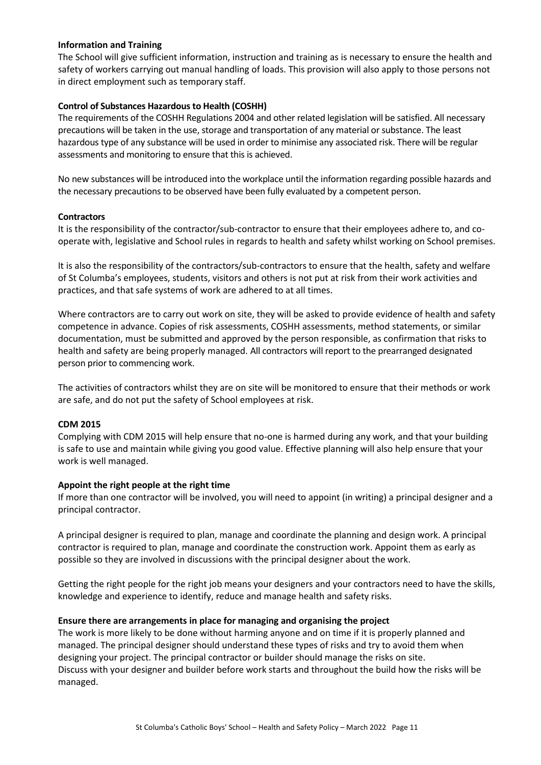**Information and Training**

The School will give sufficient information, instruction and training as is necessary to ensure the health and safety of workers carrying out manual handling of loads. This provision will also apply to those persons not in direct employment such as temporary staff.

**Control of Substances Hazardous to Health (COSHH)**

The requirements of the COSHH Regulations 2004 and other related legislation will be satisfied. All necessary precautions will be taken in the use, storage and transportation of any material or substance. The least hazardous type of any substance will be used in order to minimise any associated risk. There will be regular assessments and monitoring to ensure that this is achieved.

No new substances will be introduced into the workplace until the information regarding possible hazards and the necessary precautions to be observed have been fully evaluated by a competent person.

**Contractors**

It is the responsibility of the contractor/sub-contractor to ensure that their employees adhere to, and co-operate with, legislative and School rules in regards to health and safety whilst working on School premises.

It is also the responsibility of the contractors/sub-contractors to ensure that the health, safety and welfare of St Columba's employees, students, visitors and others is not put at risk from their work activities and practices, and that safe systems of work are adhered to at all times.

Where contractors are to carry out work on site, they will be asked to provide evidence of health and safety competence in advance. Copies of risk assessments, COSHH assessments, method statements, or similar documentation, must be submitted and approved by the person responsible, as confirmation that risks to health and safety are being properly managed. All contractors will report to the prearranged designated person prior to commencing work.

The activities of contractors whilst they are on site will be monitored to ensure that their methods or work are safe, and do not put the safety of School employees at risk.

**CDM 2015**

Complying with CDM 2015 will help ensure that no-one is harmed during any work, and that your building is safe to use and maintain while giving you good value. Effective planning will also help ensure that your work is well managed.

**Appoint the right people at the right time**

If more than one contractor will be involved, you will need to appoint (in writing) a principal designer and a principal contractor.

A principal designer is required to plan, manage and coordinate the planning and design work. A principal contractor is required to plan, manage and coordinate the construction work. Appoint them as early as possible so they are involved in discussions with the principal designer about the work.

Getting the right people for the right job means your designers and your contractors need to have the skills, knowledge and experience to identify, reduce and manage health and safety risks.

**Ensure there are arrangements in place for managing and organising the project**

The work is more likely to be done without harming anyone and on time if it is properly planned and managed. The principal designer should understand these types of risks and try to avoid them when designing your project. The principal contractor or builder should manage the risks on site.
Discuss with your designer and builder before work starts and throughout the build how the risks will be managed.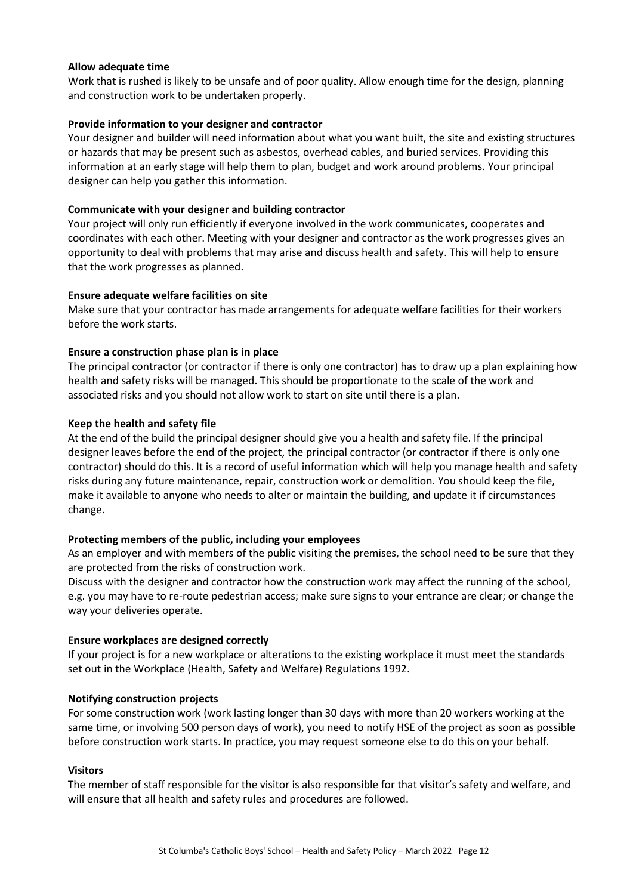**Allow adequate time**

Work that is rushed is likely to be unsafe and of poor quality. Allow enough time for the design, planning and construction work to be undertaken properly.

**Provide information to your designer and contractor**

Your designer and builder will need information about what you want built, the site and existing structures or hazards that may be present such as asbestos, overhead cables, and buried services. Providing this information at an early stage will help them to plan, budget and work around problems. Your principal designer can help you gather this information.

**Communicate with your designer and building contractor**

Your project will only run efficiently if everyone involved in the work communicates, cooperates and coordinates with each other. Meeting with your designer and contractor as the work progresses gives an opportunity to deal with problems that may arise and discuss health and safety. This will help to ensure that the work progresses as planned.

**Ensure adequate welfare facilities on site**

Make sure that your contractor has made arrangements for adequate welfare facilities for their workers before the work starts.

**Ensure a construction phase plan is in place**

The principal contractor (or contractor if there is only one contractor) has to draw up a plan explaining how health and safety risks will be managed. This should be proportionate to the scale of the work and associated risks and you should not allow work to start on site until there is a plan.

**Keep the health and safety file**

At the end of the build the principal designer should give you a health and safety file. If the principal designer leaves before the end of the project, the principal contractor (or contractor if there is only one contractor) should do this. It is a record of useful information which will help you manage health and safety risks during any future maintenance, repair, construction work or demolition. You should keep the file, make it available to anyone who needs to alter or maintain the building, and update it if circumstances change.

**Protecting members of the public, including your employees**

As an employer and with members of the public visiting the premises, the school need to be sure that they are protected from the risks of construction work.

Discuss with the designer and contractor how the construction work may affect the running of the school, e.g. you may have to re-route pedestrian access; make sure signs to your entrance are clear; or change the way your deliveries operate.

**Ensure workplaces are designed correctly**

If your project is for a new workplace or alterations to the existing workplace it must meet the standards set out in the Workplace (Health, Safety and Welfare) Regulations 1992.

**Notifying construction projects**

For some construction work (work lasting longer than 30 days with more than 20 workers working at the same time, or involving 500 person days of work), you need to notify HSE of the project as soon as possible before construction work starts. In practice, you may request someone else to do this on your behalf.

**Visitors**

The member of staff responsible for the visitor is also responsible for that visitor's safety and welfare, and will ensure that all health and safety rules and procedures are followed.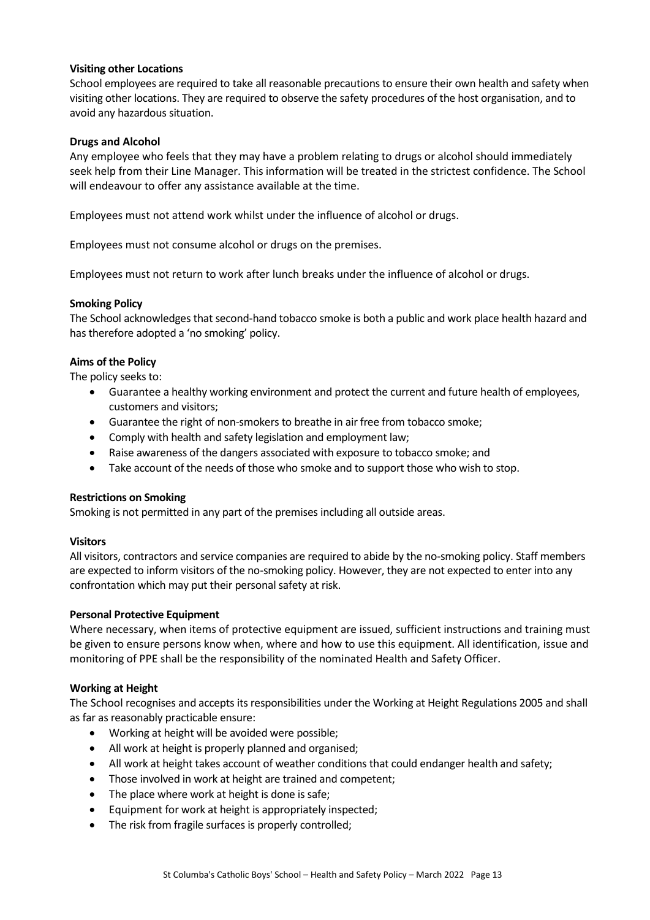**Visiting other Locations**

School employees are required to take all reasonable precautions to ensure their own health and safety when visiting other locations. They are required to observe the safety procedures of the host organisation, and to avoid any hazardous situation.

**Drugs and Alcohol**

Any employee who feels that they may have a problem relating to drugs or alcohol should immediately seek help from their Line Manager. This information will be treated in the strictest confidence. The School will endeavour to offer any assistance available at the time.

Employees must not attend work whilst under the influence of alcohol or drugs.

Employees must not consume alcohol or drugs on the premises.

Employees must not return to work after lunch breaks under the influence of alcohol or drugs.

**Smoking Policy**

The School acknowledges that second-hand tobacco smoke is both a public and work place health hazard and has therefore adopted a 'no smoking' policy.

**Aims of the Policy**

The policy seeks to:

- Guarantee a healthy working environment and protect the current and future health of employees, customers and visitors;
- Guarantee the right of non-smokers to breathe in air free from tobacco smoke;
- Comply with health and safety legislation and employment law;
- Raise awareness of the dangers associated with exposure to tobacco smoke; and
- Take account of the needs of those who smoke and to support those who wish to stop.

**Restrictions on Smoking**

Smoking is not permitted in any part of the premises including all outside areas.

**Visitors**

All visitors, contractors and service companies are required to abide by the no-smoking policy. Staff members are expected to inform visitors of the no-smoking policy. However, they are not expected to enter into any confrontation which may put their personal safety at risk.

**Personal Protective Equipment**

Where necessary, when items of protective equipment are issued, sufficient instructions and training must be given to ensure persons know when, where and how to use this equipment. All identification, issue and monitoring of PPE shall be the responsibility of the nominated Health and Safety Officer.

**Working at Height**

The School recognises and accepts its responsibilities under the Working at Height Regulations 2005 and shall as far as reasonably practicable ensure:

- Working at height will be avoided were possible;
- All work at height is properly planned and organised;
- All work at height takes account of weather conditions that could endanger health and safety;
- Those involved in work at height are trained and competent;
- The place where work at height is done is safe;
- Equipment for work at height is appropriately inspected;
- The risk from fragile surfaces is properly controlled;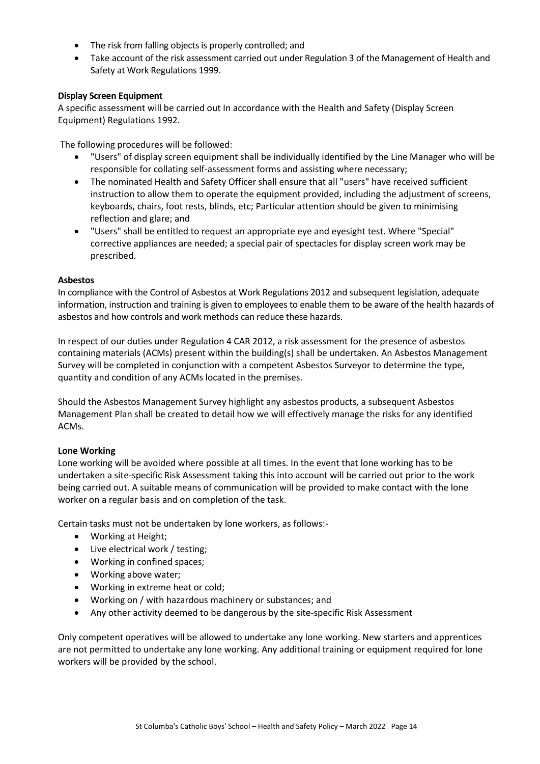- The risk from falling objects is properly controlled; and
- Take account of the risk assessment carried out under Regulation 3 of the Management of Health and Safety at Work Regulations 1999.

**Display Screen Equipment**

A specific assessment will be carried out In accordance with the Health and Safety (Display Screen Equipment) Regulations 1992.

The following procedures will be followed:

- "Users" of display screen equipment shall be individually identified by the Line Manager who will be responsible for collating self-assessment forms and assisting where necessary;
- The nominated Health and Safety Officer shall ensure that all "users" have received sufficient instruction to allow them to operate the equipment provided, including the adjustment of screens, keyboards, chairs, foot rests, blinds, etc; Particular attention should be given to minimising reflection and glare; and
- "Users" shall be entitled to request an appropriate eye and eyesight test. Where "Special" corrective appliances are needed; a special pair of spectacles for display screen work may be prescribed.

**Asbestos**

In compliance with the Control of Asbestos at Work Regulations 2012 and subsequent legislation, adequate information, instruction and training is given to employees to enable them to be aware of the health hazards of asbestos and how controls and work methods can reduce these hazards.

In respect of our duties under Regulation 4 CAR 2012, a risk assessment for the presence of asbestos containing materials (ACMs) present within the building(s) shall be undertaken. An Asbestos Management Survey will be completed in conjunction with a competent Asbestos Surveyor to determine the type, quantity and condition of any ACMs located in the premises.

Should the Asbestos Management Survey highlight any asbestos products, a subsequent Asbestos Management Plan shall be created to detail how we will effectively manage the risks for any identified ACMs.

**Lone Working**

Lone working will be avoided where possible at all times. In the event that lone working has to be undertaken a site-specific Risk Assessment taking this into account will be carried out prior to the work being carried out. A suitable means of communication will be provided to make contact with the lone worker on a regular basis and on completion of the task.

Certain tasks must not be undertaken by lone workers, as follows:-

- Working at Height;
- Live electrical work / testing;
- Working in confined spaces;
- Working above water;
- Working in extreme heat or cold;
- Working on / with hazardous machinery or substances; and
- Any other activity deemed to be dangerous by the site-specific Risk Assessment

Only competent operatives will be allowed to undertake any lone working. New starters and apprentices are not permitted to undertake any lone working. Any additional training or equipment required for lone workers will be provided by the school.